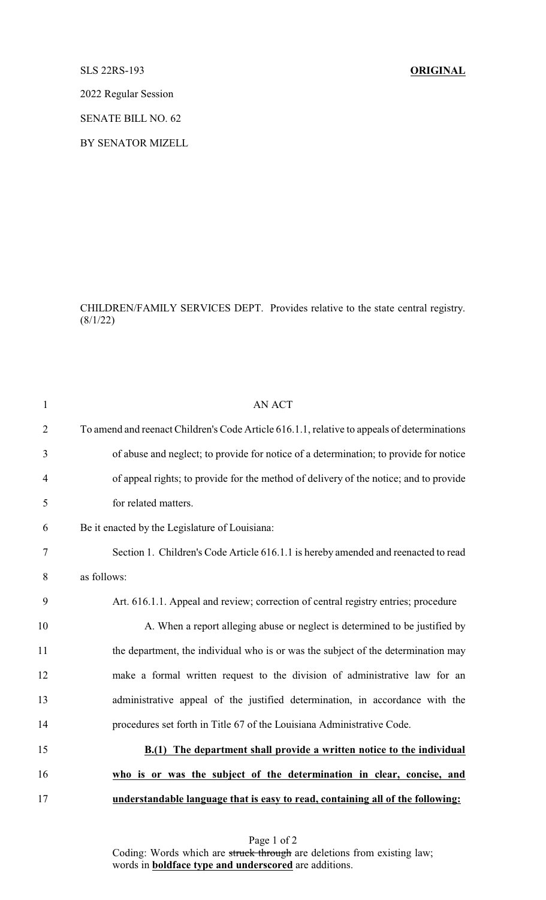SLS 22RS-193 **ORIGINAL**

2022 Regular Session

SENATE BILL NO. 62

BY SENATOR MIZELL

CHILDREN/FAMILY SERVICES DEPT. Provides relative to the state central registry. (8/1/22)

AN ACT

To amend and reenact Children's Code Article 616.1.1, relative to appeals of determinations of abuse and neglect; to provide for notice of a determination; to provide for notice of appeal rights; to provide for the method of delivery of the notice; and to provide for related matters.

Be it enacted by the Legislature of Louisiana:

Section 1. Children's Code Article 616.1.1 is hereby amended and reenacted to read as follows:

Art. 616.1.1. Appeal and review; correction of central registry entries; procedure

A. When a report alleging abuse or neglect is determined to be justified by the department, the individual who is or was the subject of the determination may make a formal written request to the division of administrative law for an administrative appeal of the justified determination, in accordance with the procedures set forth in Title 67 of the Louisiana Administrative Code.

**<u>B.(1) The department shall provide a written notice to the individual who is or was the subject of the determination in clear, concise, and understandable language that is easy to read, containing all of the following:</u>**

Coding: Words which are ~~struck through~~ are deletions from existing law; words in **<u>boldface type and underscored</u>** are additions.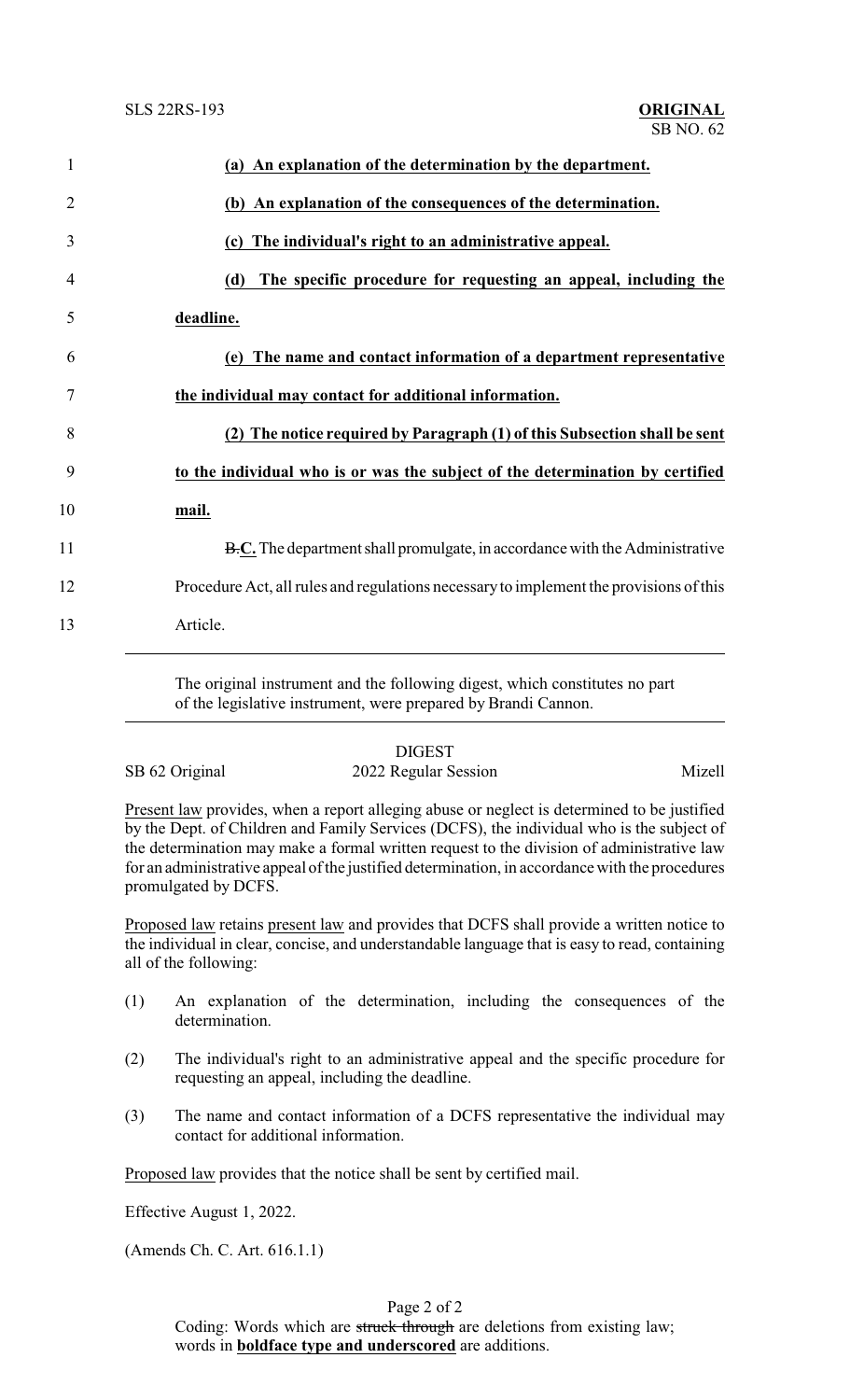**(a) An explanation of the determination by the department.**

**(b) An explanation of the consequences of the determination.**

**(c) The individual's right to an administrative appeal.**

**(d) The specific procedure for requesting an appeal, including the deadline.**

**(e) The name and contact information of a department representative the individual may contact for additional information.**

**(2) The notice required by Paragraph (1) of this Subsection shall be sent to the individual who is or was the subject of the determination by certified mail.**

~~B.~~**C.** The department shall promulgate, in accordance with the Administrative Procedure Act, all rules and regulations necessary to implement the provisions of this Article.

---

The original instrument and the following digest, which constitutes no part of the legislative instrument, were prepared by Brandi Cannon.

---

DIGEST

SB 62 Original — 2022 Regular Session — Mizell

Present law provides, when a report alleging abuse or neglect is determined to be justified by the Dept. of Children and Family Services (DCFS), the individual who is the subject of the determination may make a formal written request to the division of administrative law for an administrative appeal of the justified determination, in accordance with the procedures promulgated by DCFS.

Proposed law retains present law and provides that DCFS shall provide a written notice to the individual in clear, concise, and understandable language that is easy to read, containing all of the following:

(1) An explanation of the determination, including the consequences of the determination.

(2) The individual's right to an administrative appeal and the specific procedure for requesting an appeal, including the deadline.

(3) The name and contact information of a DCFS representative the individual may contact for additional information.

Proposed law provides that the notice shall be sent by certified mail.

Effective August 1, 2022.

(Amends Ch. C. Art. 616.1.1)

Coding: Words which are ~~struck through~~ are deletions from existing law; words in **boldface type and underscored** are additions.